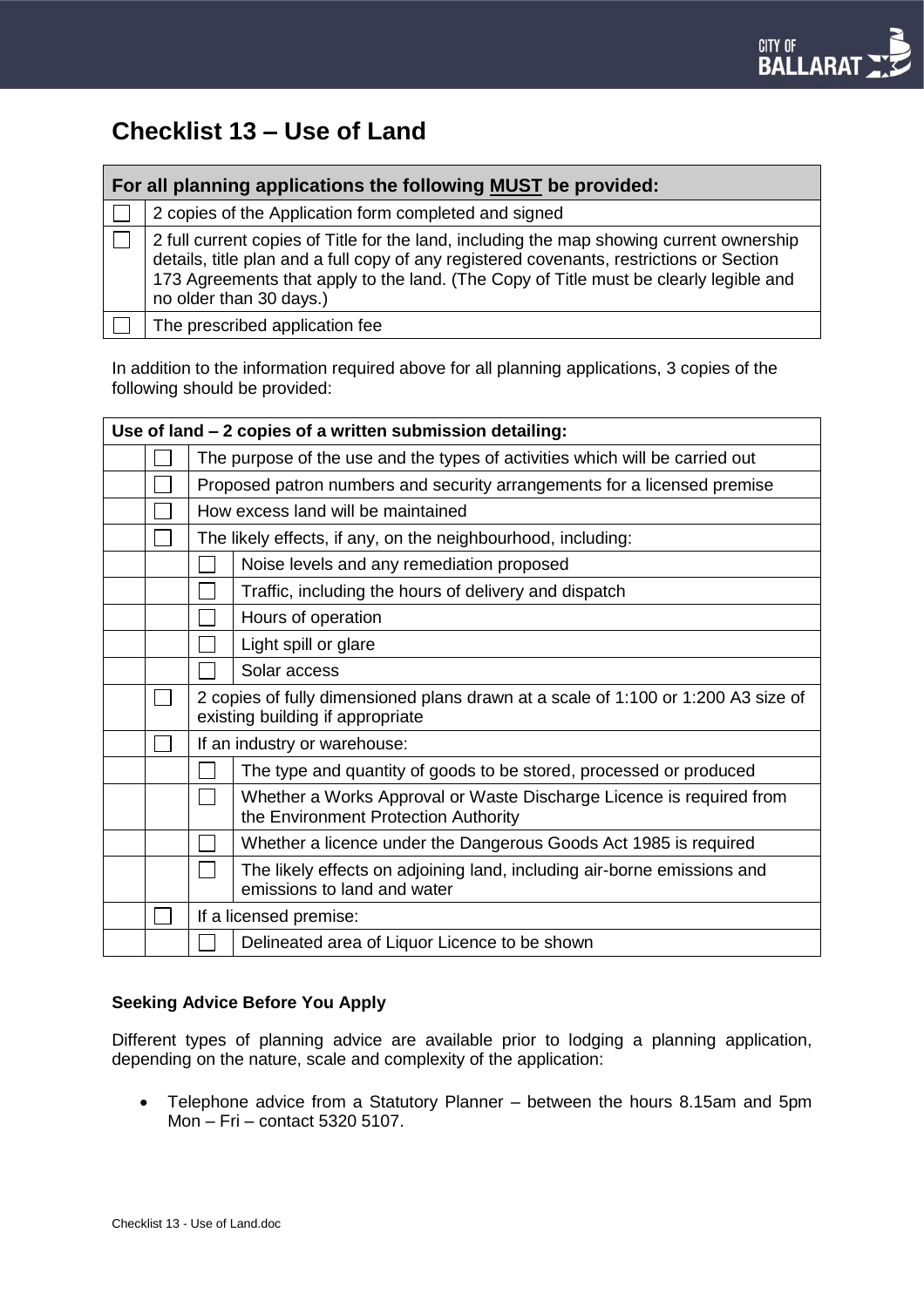# Checklist 13 – Use of Land

| For all planning applications the following **MUST** be provided: | |
|---|---|
| ☐ | 2 copies of the Application form completed and signed |
| ☐ | 2 full current copies of Title for the land, including the map showing current ownership details, title plan and a full copy of any registered covenants, restrictions or Section 173 Agreements that apply to the land. (The Copy of Title must be clearly legible and no older than 30 days.) |
| ☐ | The prescribed application fee |

In addition to the information required above for all planning applications, 3 copies of the following should be provided:

| Use of land – 2 copies of a written submission detailing: | | | |
|---|---|---|---|
| | ☐ | The purpose of the use and the types of activities which will be carried out | |
| | ☐ | Proposed patron numbers and security arrangements for a licensed premise | |
| | ☐ | How excess land will be maintained | |
| | ☐ | The likely effects, if any, on the neighbourhood, including: | |
| | | ☐ | Noise levels and any remediation proposed |
| | | ☐ | Traffic, including the hours of delivery and dispatch |
| | | ☐ | Hours of operation |
| | | ☐ | Light spill or glare |
| | | ☐ | Solar access |
| | ☐ | 2 copies of fully dimensioned plans drawn at a scale of 1:100 or 1:200 A3 size of existing building if appropriate | |
| | ☐ | If an industry or warehouse: | |
| | | ☐ | The type and quantity of goods to be stored, processed or produced |
| | | ☐ | Whether a Works Approval or Waste Discharge Licence is required from the Environment Protection Authority |
| | | ☐ | Whether a licence under the Dangerous Goods Act 1985 is required |
| | | ☐ | The likely effects on adjoining land, including air-borne emissions and emissions to land and water |
| | ☐ | If a licensed premise: | |
| | | ☐ | Delineated area of Liquor Licence to be shown |

**Seeking Advice Before You Apply**

Different types of planning advice are available prior to lodging a planning application, depending on the nature, scale and complexity of the application:

- Telephone advice from a Statutory Planner – between the hours 8.15am and 5pm Mon – Fri – contact 5320 5107.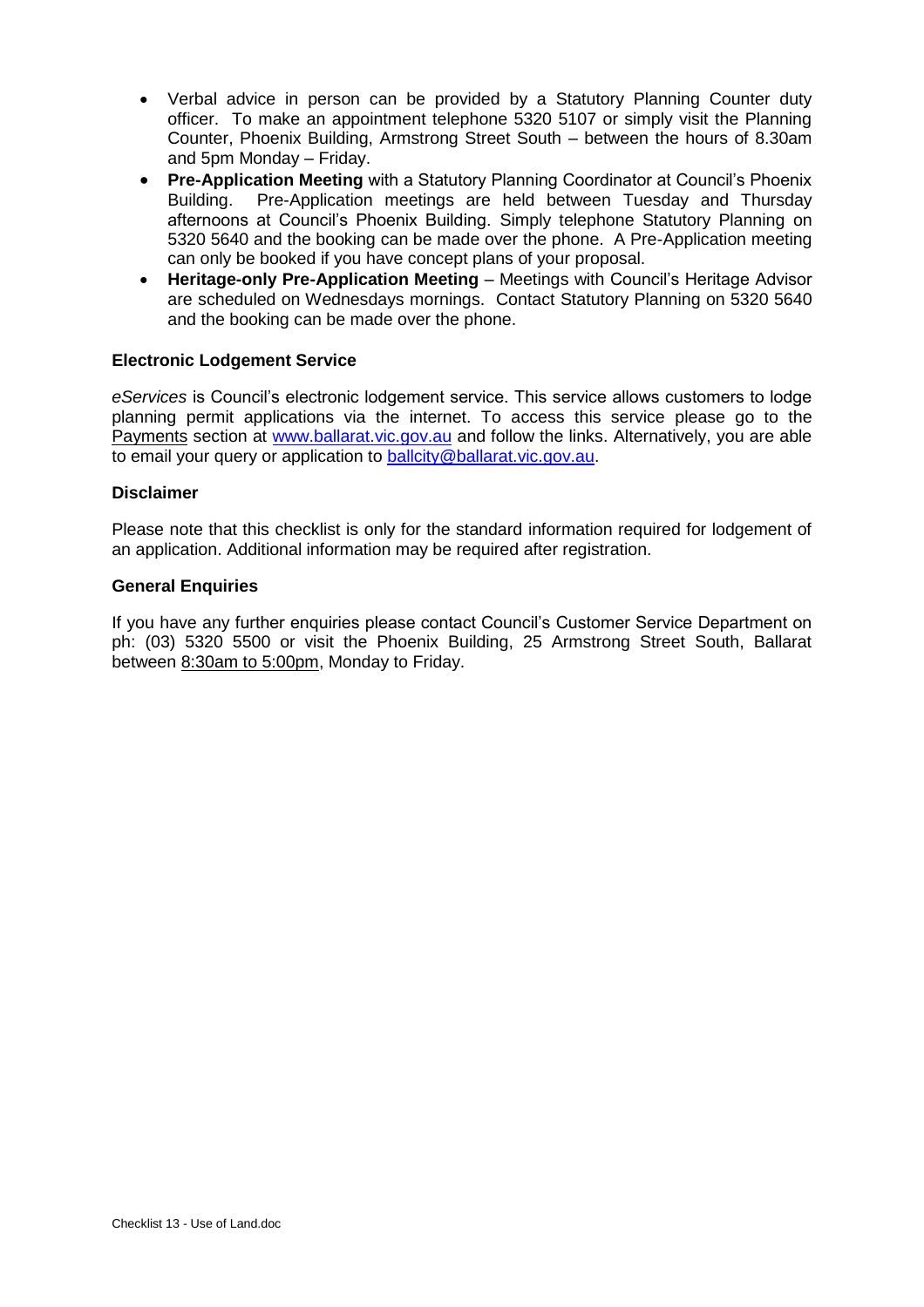- Verbal advice in person can be provided by a Statutory Planning Counter duty officer. To make an appointment telephone 5320 5107 or simply visit the Planning Counter, Phoenix Building, Armstrong Street South – between the hours of 8.30am and 5pm Monday – Friday.
- **Pre-Application Meeting** with a Statutory Planning Coordinator at Council's Phoenix Building. Pre-Application meetings are held between Tuesday and Thursday afternoons at Council's Phoenix Building. Simply telephone Statutory Planning on 5320 5640 and the booking can be made over the phone. A Pre-Application meeting can only be booked if you have concept plans of your proposal.
- **Heritage-only Pre-Application Meeting** – Meetings with Council's Heritage Advisor are scheduled on Wednesdays mornings. Contact Statutory Planning on 5320 5640 and the booking can be made over the phone.

**Electronic Lodgement Service**

*eServices* is Council's electronic lodgement service. This service allows customers to lodge planning permit applications via the internet. To access this service please go to the Payments section at www.ballarat.vic.gov.au and follow the links. Alternatively, you are able to email your query or application to ballcity@ballarat.vic.gov.au.

**Disclaimer**

Please note that this checklist is only for the standard information required for lodgement of an application. Additional information may be required after registration.

**General Enquiries**

If you have any further enquiries please contact Council's Customer Service Department on ph: (03) 5320 5500 or visit the Phoenix Building, 25 Armstrong Street South, Ballarat between 8:30am to 5:00pm, Monday to Friday.